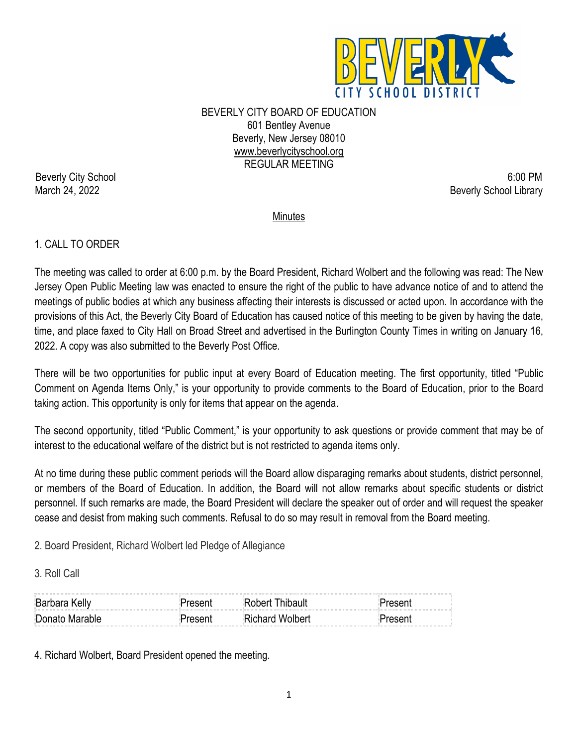BEVERLY CITY BOARD OF EDUCATION
601 Bentley Avenue
Beverly, New Jersey 08010
www.beverlycityschool.org
REGULAR MEETING

Beverly City School
March 24, 2022

6:00 PM
Beverly School Library

Minutes

1. CALL TO ORDER

The meeting was called to order at 6:00 p.m. by the Board President, Richard Wolbert and the following was read: The New Jersey Open Public Meeting law was enacted to ensure the right of the public to have advance notice of and to attend the meetings of public bodies at which any business affecting their interests is discussed or acted upon. In accordance with the provisions of this Act, the Beverly City Board of Education has caused notice of this meeting to be given by having the date, time, and place faxed to City Hall on Broad Street and advertised in the Burlington County Times in writing on January 16, 2022. A copy was also submitted to the Beverly Post Office.

There will be two opportunities for public input at every Board of Education meeting. The first opportunity, titled "Public Comment on Agenda Items Only," is your opportunity to provide comments to the Board of Education, prior to the Board taking action. This opportunity is only for items that appear on the agenda.

The second opportunity, titled "Public Comment," is your opportunity to ask questions or provide comment that may be of interest to the educational welfare of the district but is not restricted to agenda items only.

At no time during these public comment periods will the Board allow disparaging remarks about students, district personnel, or members of the Board of Education. In addition, the Board will not allow remarks about specific students or district personnel. If such remarks are made, the Board President will declare the speaker out of order and will request the speaker cease and desist from making such comments. Refusal to do so may result in removal from the Board meeting.

2. Board President, Richard Wolbert led Pledge of Allegiance

3. Roll Call

| | | | |
|---|---|---|---|
| Barbara Kelly | Present | Robert Thibault | Present |
| Donato Marable | Present | Richard Wolbert | Present |

4. Richard Wolbert, Board President opened the meeting.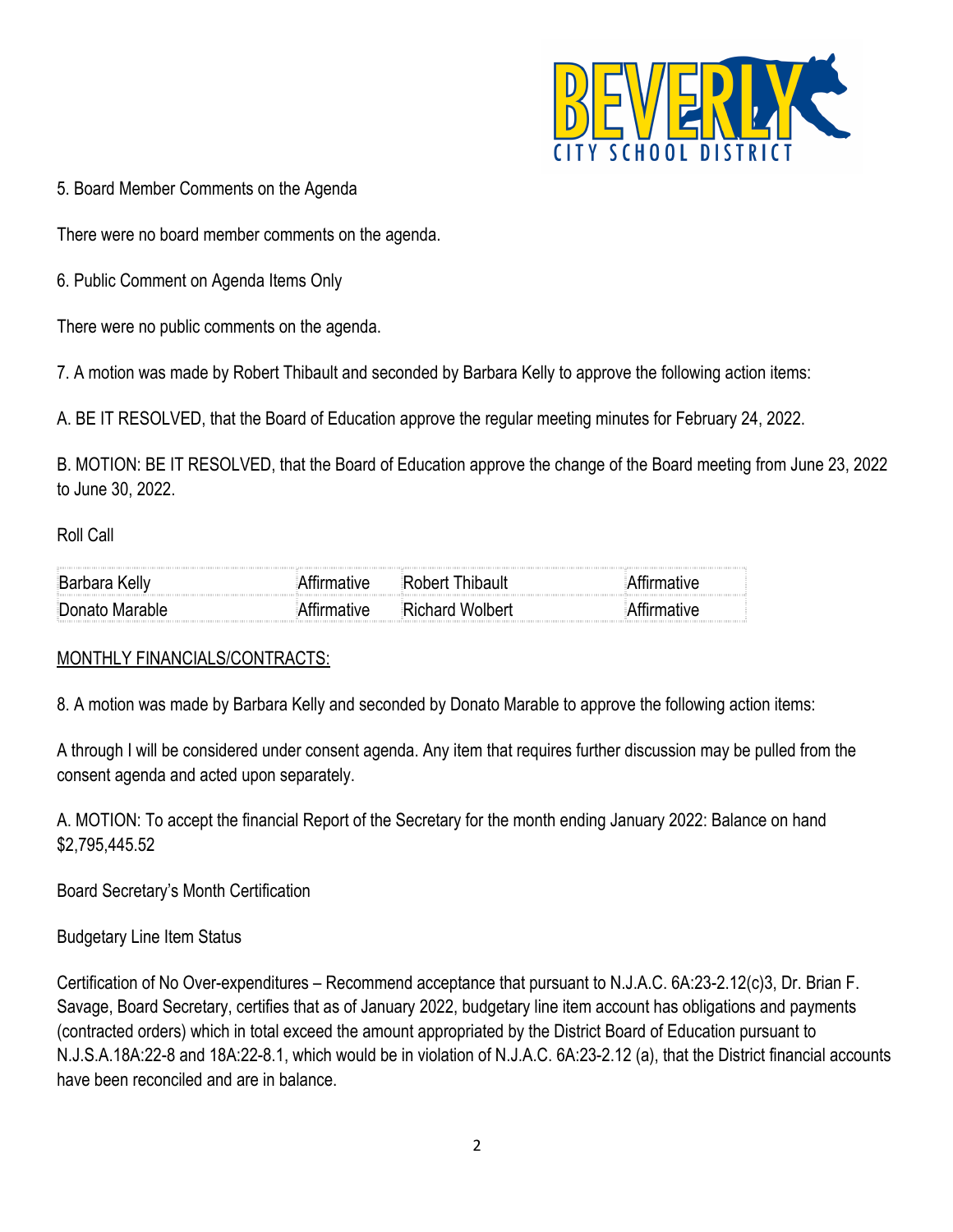5. Board Member Comments on the Agenda

There were no board member comments on the agenda.

6. Public Comment on Agenda Items Only

There were no public comments on the agenda.

7. A motion was made by Robert Thibault and seconded by Barbara Kelly to approve the following action items:

A. BE IT RESOLVED, that the Board of Education approve the regular meeting minutes for February 24, 2022.

B. MOTION: BE IT RESOLVED, that the Board of Education approve the change of the Board meeting from June 23, 2022 to June 30, 2022.

Roll Call

| | | | |
|---|---|---|---|
| Barbara Kelly | Affirmative | Robert Thibault | Affirmative |
| Donato Marable | Affirmative | Richard Wolbert | Affirmative |

<u>MONTHLY FINANCIALS/CONTRACTS:</u>

8. A motion was made by Barbara Kelly and seconded by Donato Marable to approve the following action items:

A through I will be considered under consent agenda. Any item that requires further discussion may be pulled from the consent agenda and acted upon separately.

A. MOTION: To accept the financial Report of the Secretary for the month ending January 2022: Balance on hand $2,795,445.52

Board Secretary's Month Certification

Budgetary Line Item Status

Certification of No Over-expenditures – Recommend acceptance that pursuant to N.J.A.C. 6A:23-2.12(c)3, Dr. Brian F. Savage, Board Secretary, certifies that as of January 2022, budgetary line item account has obligations and payments (contracted orders) which in total exceed the amount appropriated by the District Board of Education pursuant to N.J.S.A.18A:22-8 and 18A:22-8.1, which would be in violation of N.J.A.C. 6A:23-2.12 (a), that the District financial accounts have been reconciled and are in balance.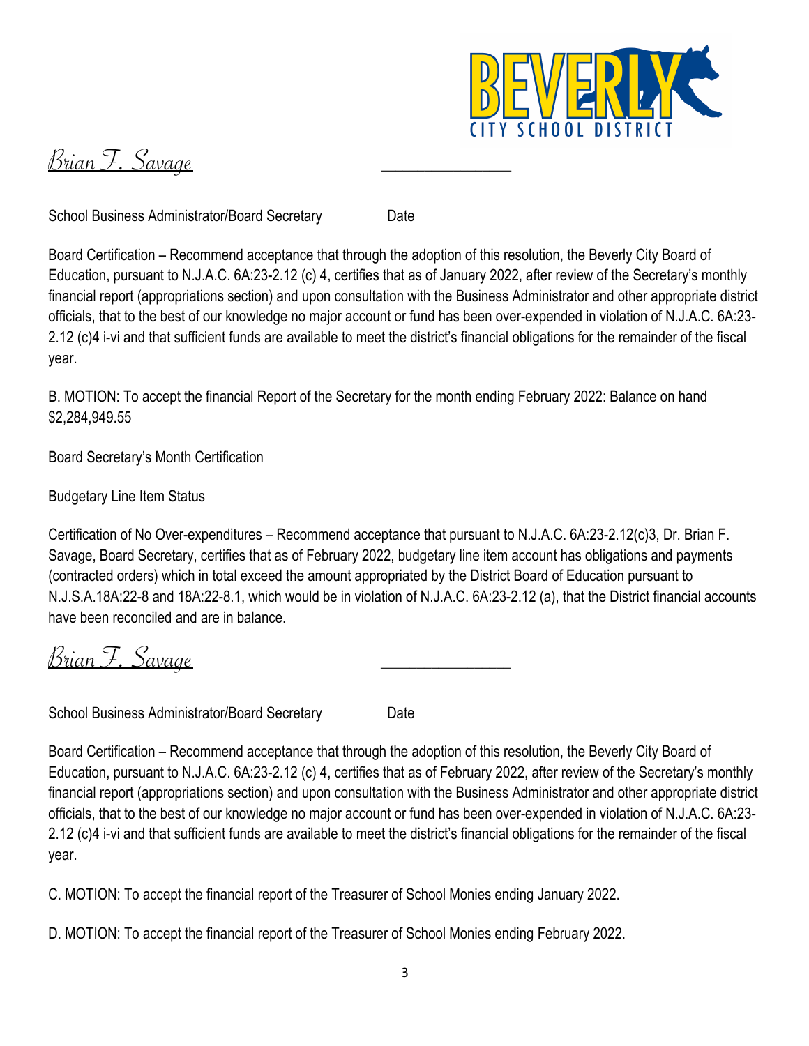*Brian F. Savage* ________________

School Business Administrator/Board Secretary Date

Board Certification – Recommend acceptance that through the adoption of this resolution, the Beverly City Board of Education, pursuant to N.J.A.C. 6A:23-2.12 (c) 4, certifies that as of January 2022, after review of the Secretary's monthly financial report (appropriations section) and upon consultation with the Business Administrator and other appropriate district officials, that to the best of our knowledge no major account or fund has been over-expended in violation of N.J.A.C. 6A:23-2.12 (c)4 i-vi and that sufficient funds are available to meet the district's financial obligations for the remainder of the fiscal year.

B. MOTION: To accept the financial Report of the Secretary for the month ending February 2022: Balance on hand $2,284,949.55

Board Secretary's Month Certification

Budgetary Line Item Status

Certification of No Over-expenditures – Recommend acceptance that pursuant to N.J.A.C. 6A:23-2.12(c)3, Dr. Brian F. Savage, Board Secretary, certifies that as of February 2022, budgetary line item account has obligations and payments (contracted orders) which in total exceed the amount appropriated by the District Board of Education pursuant to N.J.S.A.18A:22-8 and 18A:22-8.1, which would be in violation of N.J.A.C. 6A:23-2.12 (a), that the District financial accounts have been reconciled and are in balance.

*Brian F. Savage* ________________

School Business Administrator/Board Secretary Date

Board Certification – Recommend acceptance that through the adoption of this resolution, the Beverly City Board of Education, pursuant to N.J.A.C. 6A:23-2.12 (c) 4, certifies that as of February 2022, after review of the Secretary's monthly financial report (appropriations section) and upon consultation with the Business Administrator and other appropriate district officials, that to the best of our knowledge no major account or fund has been over-expended in violation of N.J.A.C. 6A:23-2.12 (c)4 i-vi and that sufficient funds are available to meet the district's financial obligations for the remainder of the fiscal year.

C. MOTION: To accept the financial report of the Treasurer of School Monies ending January 2022.

D. MOTION: To accept the financial report of the Treasurer of School Monies ending February 2022.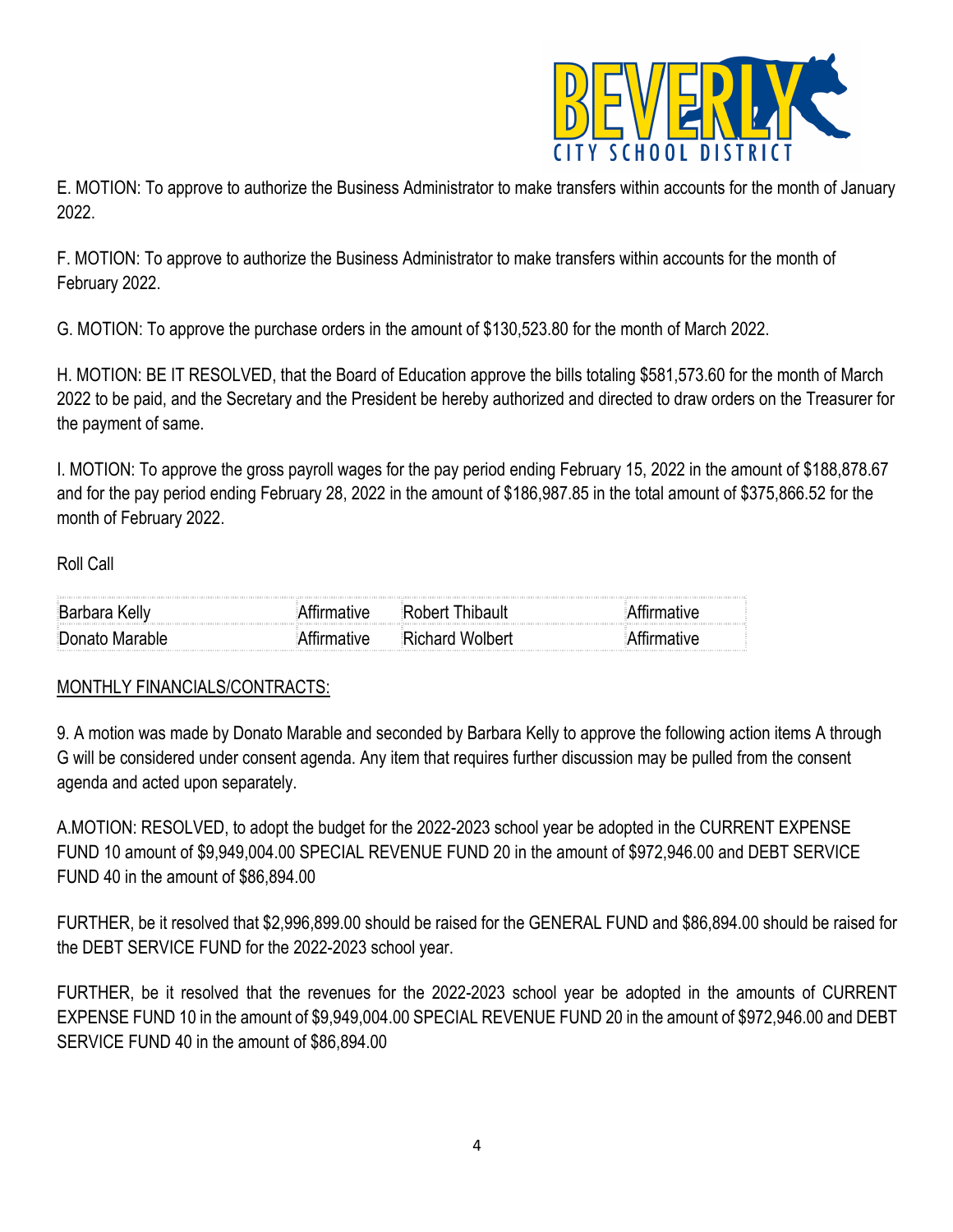E. MOTION: To approve to authorize the Business Administrator to make transfers within accounts for the month of January 2022.

F. MOTION: To approve to authorize the Business Administrator to make transfers within accounts for the month of February 2022.

G. MOTION: To approve the purchase orders in the amount of $130,523.80 for the month of March 2022.

H. MOTION: BE IT RESOLVED, that the Board of Education approve the bills totaling $581,573.60 for the month of March 2022 to be paid, and the Secretary and the President be hereby authorized and directed to draw orders on the Treasurer for the payment of same.

I. MOTION: To approve the gross payroll wages for the pay period ending February 15, 2022 in the amount of $188,878.67 and for the pay period ending February 28, 2022 in the amount of $186,987.85 in the total amount of $375,866.52 for the month of February 2022.

Roll Call

| | | | |
|---|---|---|---|
| Barbara Kelly | Affirmative | Robert Thibault | Affirmative |
| Donato Marable | Affirmative | Richard Wolbert | Affirmative |

MONTHLY FINANCIALS/CONTRACTS:

9. A motion was made by Donato Marable and seconded by Barbara Kelly to approve the following action items A through G will be considered under consent agenda. Any item that requires further discussion may be pulled from the consent agenda and acted upon separately.

A.MOTION: RESOLVED, to adopt the budget for the 2022-2023 school year be adopted in the CURRENT EXPENSE FUND 10 amount of $9,949,004.00 SPECIAL REVENUE FUND 20 in the amount of $972,946.00 and DEBT SERVICE FUND 40 in the amount of $86,894.00

FURTHER, be it resolved that $2,996,899.00 should be raised for the GENERAL FUND and $86,894.00 should be raised for the DEBT SERVICE FUND for the 2022-2023 school year.

FURTHER, be it resolved that the revenues for the 2022-2023 school year be adopted in the amounts of CURRENT EXPENSE FUND 10 in the amount of $9,949,004.00 SPECIAL REVENUE FUND 20 in the amount of $972,946.00 and DEBT SERVICE FUND 40 in the amount of $86,894.00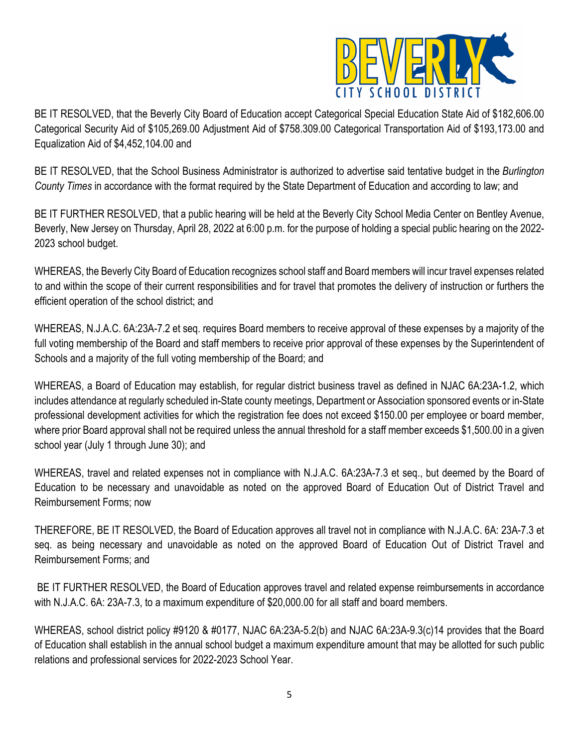BE IT RESOLVED, that the Beverly City Board of Education accept Categorical Special Education State Aid of $182,606.00 Categorical Security Aid of $105,269.00 Adjustment Aid of $758.309.00 Categorical Transportation Aid of $193,173.00 and Equalization Aid of $4,452,104.00 and

BE IT RESOLVED, that the School Business Administrator is authorized to advertise said tentative budget in the *Burlington County Times* in accordance with the format required by the State Department of Education and according to law; and

BE IT FURTHER RESOLVED, that a public hearing will be held at the Beverly City School Media Center on Bentley Avenue, Beverly, New Jersey on Thursday, April 28, 2022 at 6:00 p.m. for the purpose of holding a special public hearing on the 2022-2023 school budget.

WHEREAS, the Beverly City Board of Education recognizes school staff and Board members will incur travel expenses related to and within the scope of their current responsibilities and for travel that promotes the delivery of instruction or furthers the efficient operation of the school district; and

WHEREAS, N.J.A.C. 6A:23A-7.2 et seq. requires Board members to receive approval of these expenses by a majority of the full voting membership of the Board and staff members to receive prior approval of these expenses by the Superintendent of Schools and a majority of the full voting membership of the Board; and

WHEREAS, a Board of Education may establish, for regular district business travel as defined in NJAC 6A:23A-1.2, which includes attendance at regularly scheduled in-State county meetings, Department or Association sponsored events or in-State professional development activities for which the registration fee does not exceed $150.00 per employee or board member, where prior Board approval shall not be required unless the annual threshold for a staff member exceeds $1,500.00 in a given school year (July 1 through June 30); and

WHEREAS, travel and related expenses not in compliance with N.J.A.C. 6A:23A-7.3 et seq., but deemed by the Board of Education to be necessary and unavoidable as noted on the approved Board of Education Out of District Travel and Reimbursement Forms; now

THEREFORE, BE IT RESOLVED, the Board of Education approves all travel not in compliance with N.J.A.C. 6A: 23A-7.3 et seq. as being necessary and unavoidable as noted on the approved Board of Education Out of District Travel and Reimbursement Forms; and

BE IT FURTHER RESOLVED, the Board of Education approves travel and related expense reimbursements in accordance with N.J.A.C. 6A: 23A-7.3, to a maximum expenditure of $20,000.00 for all staff and board members.

WHEREAS, school district policy #9120 & #0177, NJAC 6A:23A-5.2(b) and NJAC 6A:23A-9.3(c)14 provides that the Board of Education shall establish in the annual school budget a maximum expenditure amount that may be allotted for such public relations and professional services for 2022-2023 School Year.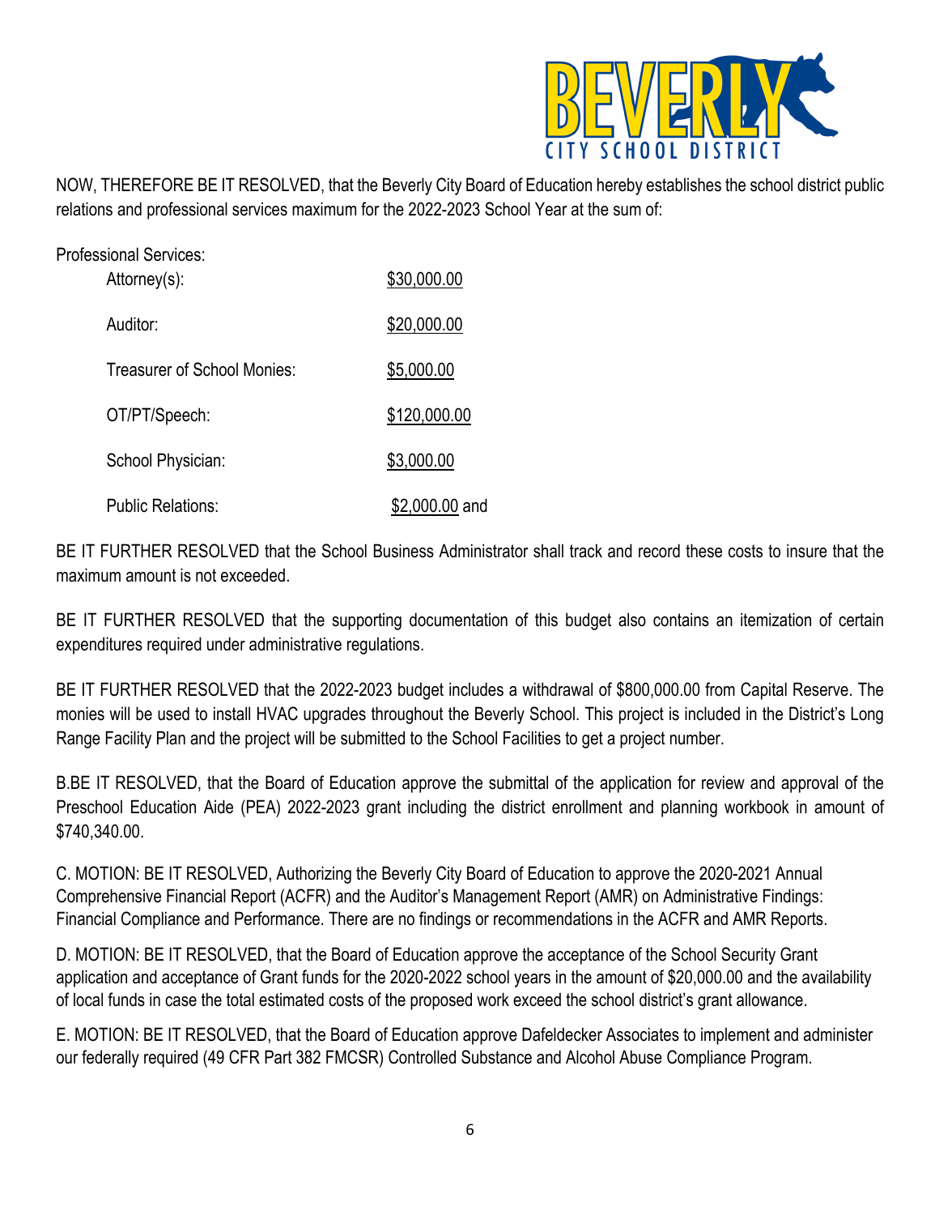NOW, THEREFORE BE IT RESOLVED, that the Beverly City Board of Education hereby establishes the school district public relations and professional services maximum for the 2022-2023 School Year at the sum of:

Professional Services:

| | |
|---|---|
| Attorney(s): | $30,000.00 |
| Auditor: | $20,000.00 |
| Treasurer of School Monies: | $5,000.00 |
| OT/PT/Speech: | $120,000.00 |
| School Physician: | $3,000.00 |
| Public Relations: | $2,000.00 and |

BE IT FURTHER RESOLVED that the School Business Administrator shall track and record these costs to insure that the maximum amount is not exceeded.

BE IT FURTHER RESOLVED that the supporting documentation of this budget also contains an itemization of certain expenditures required under administrative regulations.

BE IT FURTHER RESOLVED that the 2022-2023 budget includes a withdrawal of $800,000.00 from Capital Reserve. The monies will be used to install HVAC upgrades throughout the Beverly School. This project is included in the District's Long Range Facility Plan and the project will be submitted to the School Facilities to get a project number.

B.BE IT RESOLVED, that the Board of Education approve the submittal of the application for review and approval of the Preschool Education Aide (PEA) 2022-2023 grant including the district enrollment and planning workbook in amount of $740,340.00.

C. MOTION: BE IT RESOLVED, Authorizing the Beverly City Board of Education to approve the 2020-2021 Annual Comprehensive Financial Report (ACFR) and the Auditor's Management Report (AMR) on Administrative Findings: Financial Compliance and Performance. There are no findings or recommendations in the ACFR and AMR Reports.

D. MOTION: BE IT RESOLVED, that the Board of Education approve the acceptance of the School Security Grant application and acceptance of Grant funds for the 2020-2022 school years in the amount of $20,000.00 and the availability of local funds in case the total estimated costs of the proposed work exceed the school district's grant allowance.

E. MOTION: BE IT RESOLVED, that the Board of Education approve Dafeldecker Associates to implement and administer our federally required (49 CFR Part 382 FMCSR) Controlled Substance and Alcohol Abuse Compliance Program.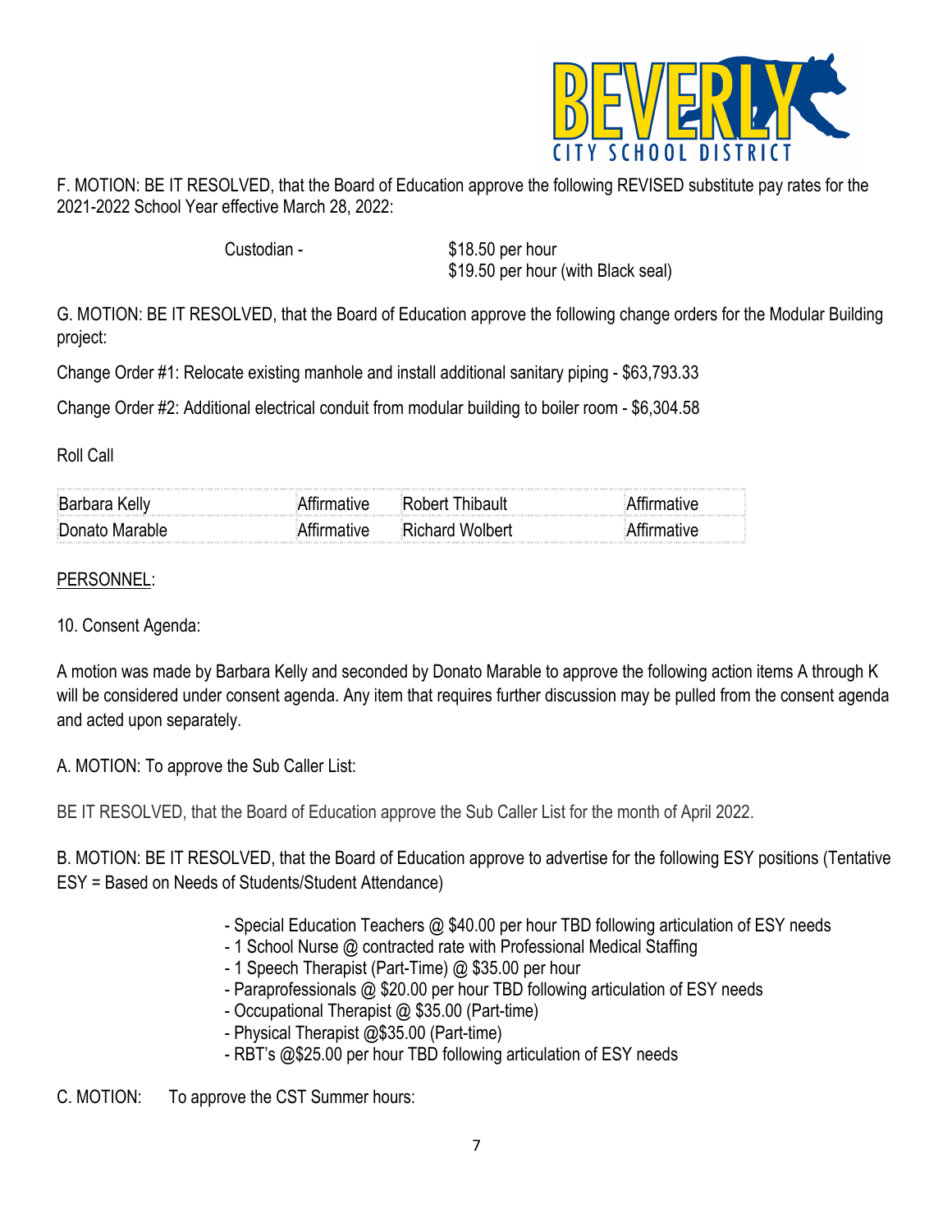F. MOTION: BE IT RESOLVED, that the Board of Education approve the following REVISED substitute pay rates for the 2021-2022 School Year effective March 28, 2022:

Custodian - $18.50 per hour
$19.50 per hour (with Black seal)

G. MOTION: BE IT RESOLVED, that the Board of Education approve the following change orders for the Modular Building project:

Change Order #1: Relocate existing manhole and install additional sanitary piping - $63,793.33

Change Order #2: Additional electrical conduit from modular building to boiler room - $6,304.58

Roll Call

| | | | |
|---|---|---|---|
| Barbara Kelly | Affirmative | Robert Thibault | Affirmative |
| Donato Marable | Affirmative | Richard Wolbert | Affirmative |

PERSONNEL:

10. Consent Agenda:

A motion was made by Barbara Kelly and seconded by Donato Marable to approve the following action items A through K will be considered under consent agenda. Any item that requires further discussion may be pulled from the consent agenda and acted upon separately.

A. MOTION: To approve the Sub Caller List:

BE IT RESOLVED, that the Board of Education approve the Sub Caller List for the month of April 2022.

B. MOTION: BE IT RESOLVED, that the Board of Education approve to advertise for the following ESY positions (Tentative ESY = Based on Needs of Students/Student Attendance)

- Special Education Teachers @ $40.00 per hour TBD following articulation of ESY needs
- 1 School Nurse @ contracted rate with Professional Medical Staffing
- 1 Speech Therapist (Part-Time) @ $35.00 per hour
- Paraprofessionals @ $20.00 per hour TBD following articulation of ESY needs
- Occupational Therapist @ $35.00 (Part-time)
- Physical Therapist @$35.00 (Part-time)
- RBT's @$25.00 per hour TBD following articulation of ESY needs

C. MOTION: To approve the CST Summer hours: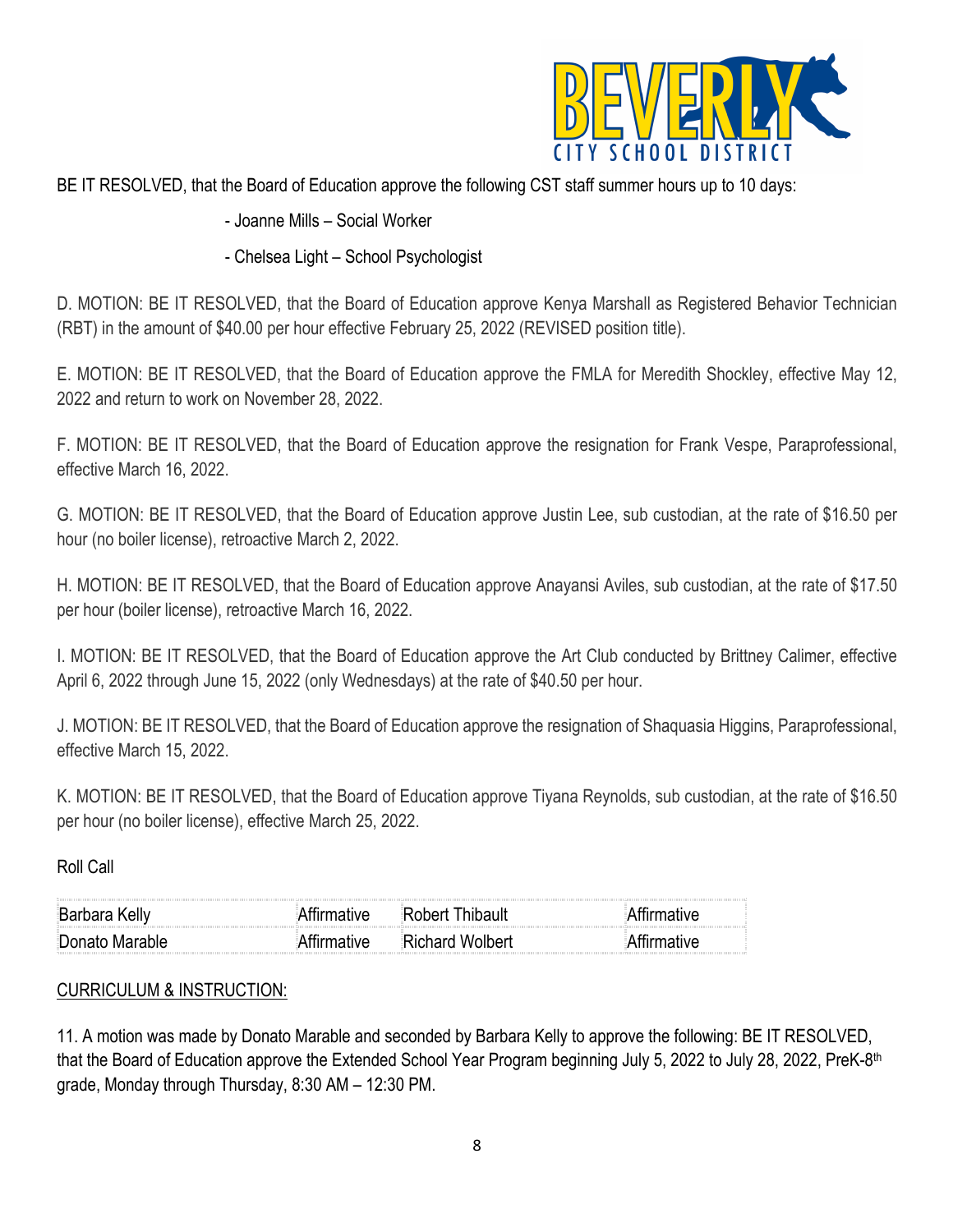BE IT RESOLVED, that the Board of Education approve the following CST staff summer hours up to 10 days:

- Joanne Mills – Social Worker
- Chelsea Light – School Psychologist

D. MOTION: BE IT RESOLVED, that the Board of Education approve Kenya Marshall as Registered Behavior Technician (RBT) in the amount of $40.00 per hour effective February 25, 2022 (REVISED position title).

E. MOTION: BE IT RESOLVED, that the Board of Education approve the FMLA for Meredith Shockley, effective May 12, 2022 and return to work on November 28, 2022.

F. MOTION: BE IT RESOLVED, that the Board of Education approve the resignation for Frank Vespe, Paraprofessional, effective March 16, 2022.

G. MOTION: BE IT RESOLVED, that the Board of Education approve Justin Lee, sub custodian, at the rate of $16.50 per hour (no boiler license), retroactive March 2, 2022.

H. MOTION: BE IT RESOLVED, that the Board of Education approve Anayansi Aviles, sub custodian, at the rate of $17.50 per hour (boiler license), retroactive March 16, 2022.

I. MOTION: BE IT RESOLVED, that the Board of Education approve the Art Club conducted by Brittney Calimer, effective April 6, 2022 through June 15, 2022 (only Wednesdays) at the rate of $40.50 per hour.

J. MOTION: BE IT RESOLVED, that the Board of Education approve the resignation of Shaquasia Higgins, Paraprofessional, effective March 15, 2022.

K. MOTION: BE IT RESOLVED, that the Board of Education approve Tiyana Reynolds, sub custodian, at the rate of $16.50 per hour (no boiler license), effective March 25, 2022.

Roll Call

| | | | |
|---|---|---|---|
| Barbara Kelly | Affirmative | Robert Thibault | Affirmative |
| Donato Marable | Affirmative | Richard Wolbert | Affirmative |

CURRICULUM & INSTRUCTION:

11. A motion was made by Donato Marable and seconded by Barbara Kelly to approve the following: BE IT RESOLVED, that the Board of Education approve the Extended School Year Program beginning July 5, 2022 to July 28, 2022, PreK-8th grade, Monday through Thursday, 8:30 AM – 12:30 PM.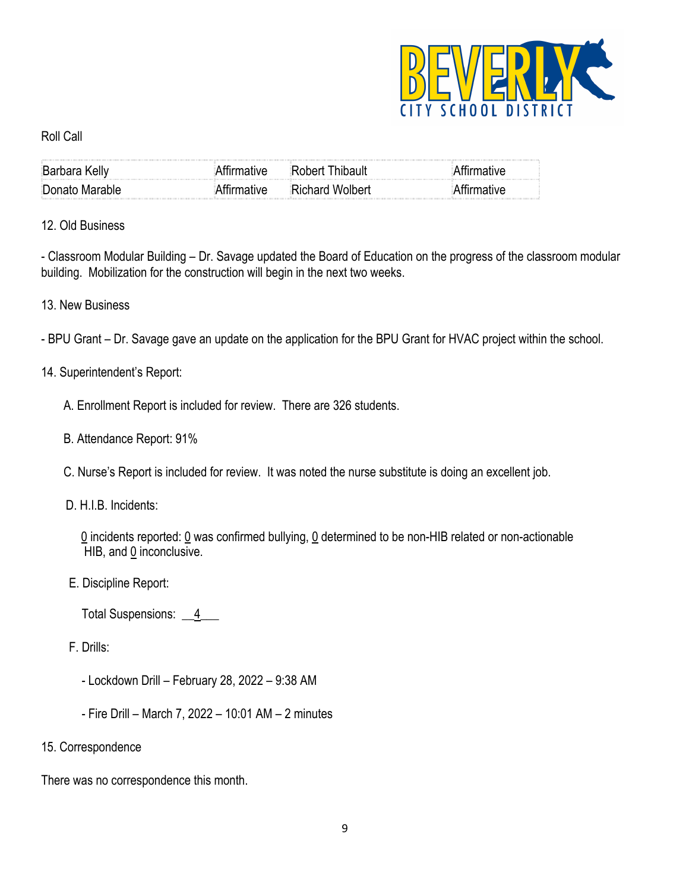Roll Call

| Barbara Kelly | Affirmative | Robert Thibault | Affirmative |
|---|---|---|---|
| Donato Marable | Affirmative | Richard Wolbert | Affirmative |

12. Old Business

- Classroom Modular Building – Dr. Savage updated the Board of Education on the progress of the classroom modular building. Mobilization for the construction will begin in the next two weeks.

13. New Business

- BPU Grant – Dr. Savage gave an update on the application for the BPU Grant for HVAC project within the school.

14. Superintendent's Report:

   A. Enrollment Report is included for review. There are 326 students.

   B. Attendance Report: 91%

   C. Nurse's Report is included for review. It was noted the nurse substitute is doing an excellent job.

   D. H.I.B. Incidents:

      0 incidents reported: 0 was confirmed bullying, 0 determined to be non-HIB related or non-actionable HIB, and 0 inconclusive.

   E. Discipline Report:

      Total Suspensions: __4___

   F. Drills:

      - Lockdown Drill – February 28, 2022 – 9:38 AM

      - Fire Drill – March 7, 2022 – 10:01 AM – 2 minutes

15. Correspondence

There was no correspondence this month.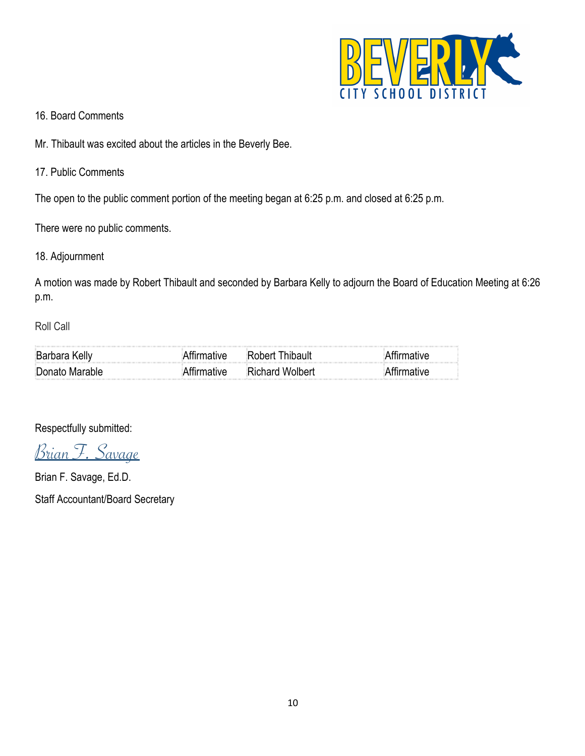16. Board Comments

Mr. Thibault was excited about the articles in the Beverly Bee.

17. Public Comments

The open to the public comment portion of the meeting began at 6:25 p.m. and closed at 6:25 p.m.

There were no public comments.

18. Adjournment

A motion was made by Robert Thibault and seconded by Barbara Kelly to adjourn the Board of Education Meeting at 6:26 p.m.

Roll Call

| | | | |
|---|---|---|---|
| Barbara Kelly | Affirmative | Robert Thibault | Affirmative |
| Donato Marable | Affirmative | Richard Wolbert | Affirmative |

Respectfully submitted:

*Brian F. Savage*

Brian F. Savage, Ed.D.

Staff Accountant/Board Secretary